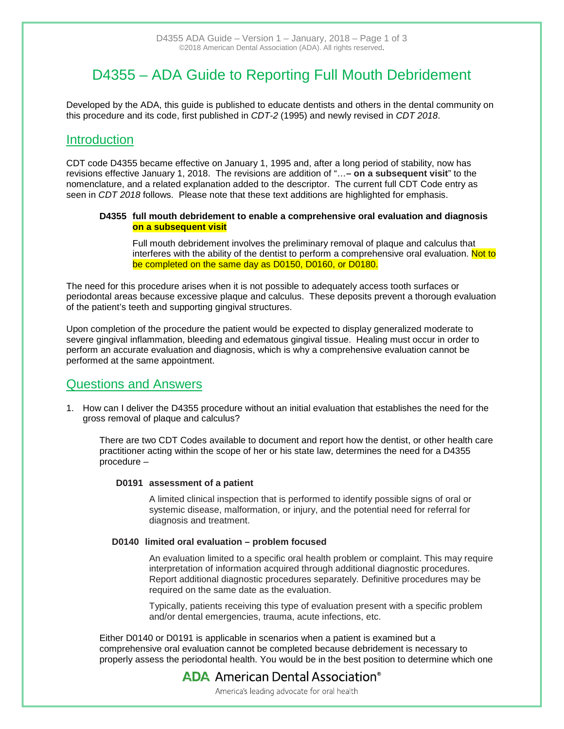# D4355 – ADA Guide to Reporting Full Mouth Debridement

Developed by the ADA, this guide is published to educate dentists and others in the dental community on this procedure and its code, first published in *CDT-2* (1995) and newly revised in *CDT 2018*.

## Introduction

CDT code D4355 became effective on January 1, 1995 and, after a long period of stability, now has revisions effective January 1, 2018. The revisions are addition of "…**– on a subsequent visit**" to the nomenclature, and a related explanation added to the descriptor. The current full CDT Code entry as seen in *CDT 2018* follows. Please note that these text additions are highlighted for emphasis.

> **D4355 full mouth debridement to enable a comprehensive oral evaluation and diagnosis on a subsequent visit**
>
> Full mouth debridement involves the preliminary removal of plaque and calculus that interferes with the ability of the dentist to perform a comprehensive oral evaluation. Not to be completed on the same day as D0150, D0160, or D0180.

The need for this procedure arises when it is not possible to adequately access tooth surfaces or periodontal areas because excessive plaque and calculus. These deposits prevent a thorough evaluation of the patient's teeth and supporting gingival structures.

Upon completion of the procedure the patient would be expected to display generalized moderate to severe gingival inflammation, bleeding and edematous gingival tissue. Healing must occur in order to perform an accurate evaluation and diagnosis, which is why a comprehensive evaluation cannot be performed at the same appointment.

## Questions and Answers

1. How can I deliver the D4355 procedure without an initial evaluation that establishes the need for the gross removal of plaque and calculus?

   There are two CDT Codes available to document and report how the dentist, or other health care practitioner acting within the scope of her or his state law, determines the need for a D4355 procedure –

   > **D0191 assessment of a patient**
   >
   > A limited clinical inspection that is performed to identify possible signs of oral or systemic disease, malformation, or injury, and the potential need for referral for diagnosis and treatment.

   > **D0140 limited oral evaluation – problem focused**
   >
   > An evaluation limited to a specific oral health problem or complaint. This may require interpretation of information acquired through additional diagnostic procedures. Report additional diagnostic procedures separately. Definitive procedures may be required on the same date as the evaluation.
   >
   > Typically, patients receiving this type of evaluation present with a specific problem and/or dental emergencies, trauma, acute infections, etc.

   Either D0140 or D0191 is applicable in scenarios when a patient is examined but a comprehensive oral evaluation cannot be completed because debridement is necessary to properly assess the periodontal health. You would be in the best position to determine which one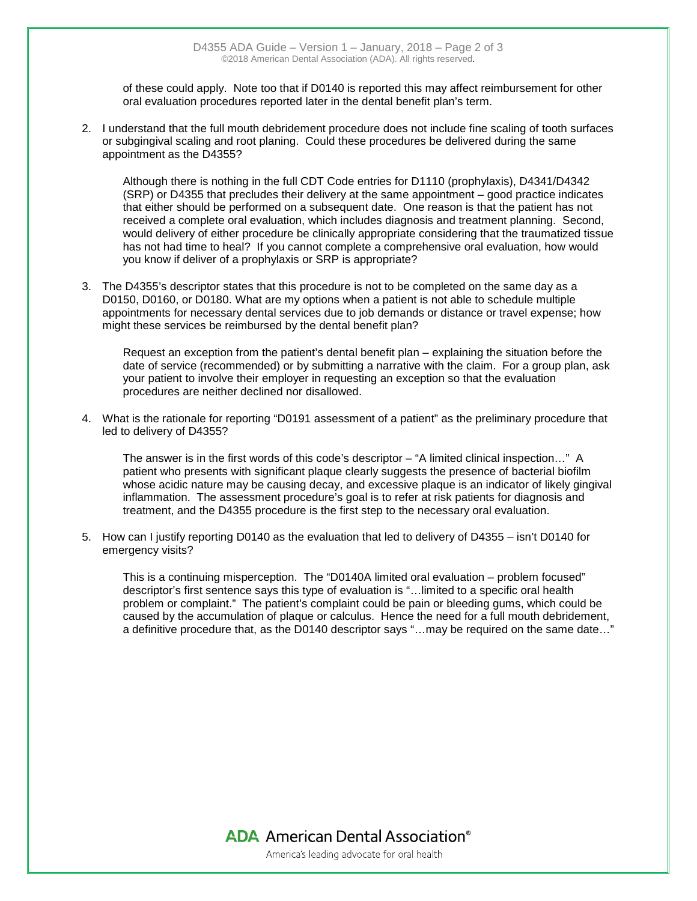of these could apply. Note too that if D0140 is reported this may affect reimbursement for other oral evaluation procedures reported later in the dental benefit plan's term.

2. I understand that the full mouth debridement procedure does not include fine scaling of tooth surfaces or subgingival scaling and root planing. Could these procedures be delivered during the same appointment as the D4355?

   Although there is nothing in the full CDT Code entries for D1110 (prophylaxis), D4341/D4342 (SRP) or D4355 that precludes their delivery at the same appointment – good practice indicates that either should be performed on a subsequent date. One reason is that the patient has not received a complete oral evaluation, which includes diagnosis and treatment planning. Second, would delivery of either procedure be clinically appropriate considering that the traumatized tissue has not had time to heal? If you cannot complete a comprehensive oral evaluation, how would you know if deliver of a prophylaxis or SRP is appropriate?

3. The D4355's descriptor states that this procedure is not to be completed on the same day as a D0150, D0160, or D0180. What are my options when a patient is not able to schedule multiple appointments for necessary dental services due to job demands or distance or travel expense; how might these services be reimbursed by the dental benefit plan?

   Request an exception from the patient's dental benefit plan – explaining the situation before the date of service (recommended) or by submitting a narrative with the claim. For a group plan, ask your patient to involve their employer in requesting an exception so that the evaluation procedures are neither declined nor disallowed.

4. What is the rationale for reporting "D0191 assessment of a patient" as the preliminary procedure that led to delivery of D4355?

   The answer is in the first words of this code's descriptor – "A limited clinical inspection…" A patient who presents with significant plaque clearly suggests the presence of bacterial biofilm whose acidic nature may be causing decay, and excessive plaque is an indicator of likely gingival inflammation. The assessment procedure's goal is to refer at risk patients for diagnosis and treatment, and the D4355 procedure is the first step to the necessary oral evaluation.

5. How can I justify reporting D0140 as the evaluation that led to delivery of D4355 – isn't D0140 for emergency visits?

   This is a continuing misperception. The "D0140A limited oral evaluation – problem focused" descriptor's first sentence says this type of evaluation is "…limited to a specific oral health problem or complaint." The patient's complaint could be pain or bleeding gums, which could be caused by the accumulation of plaque or calculus. Hence the need for a full mouth debridement, a definitive procedure that, as the D0140 descriptor says "…may be required on the same date…"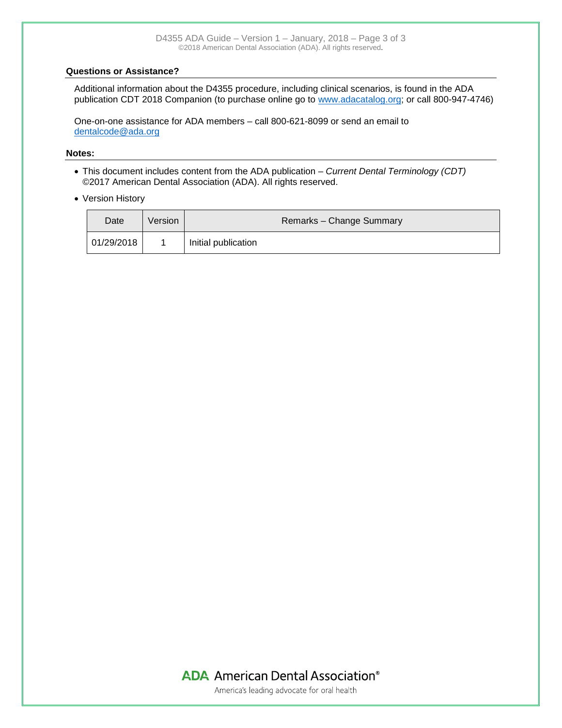**Questions or Assistance?**

Additional information about the D4355 procedure, including clinical scenarios, is found in the ADA publication CDT 2018 Companion (to purchase online go to www.adacatalog.org; or call 800-947-4746)

One-on-one assistance for ADA members – call 800-621-8099 or send an email to dentalcode@ada.org

**Notes:**

- This document includes content from the ADA publication – *Current Dental Terminology (CDT)* ©2017 American Dental Association (ADA). All rights reserved.
- Version History

| Date | Version | Remarks – Change Summary |
|---|---|---|
| 01/29/2018 | 1 | Initial publication |

ADA American Dental Association®

America's leading advocate for oral health